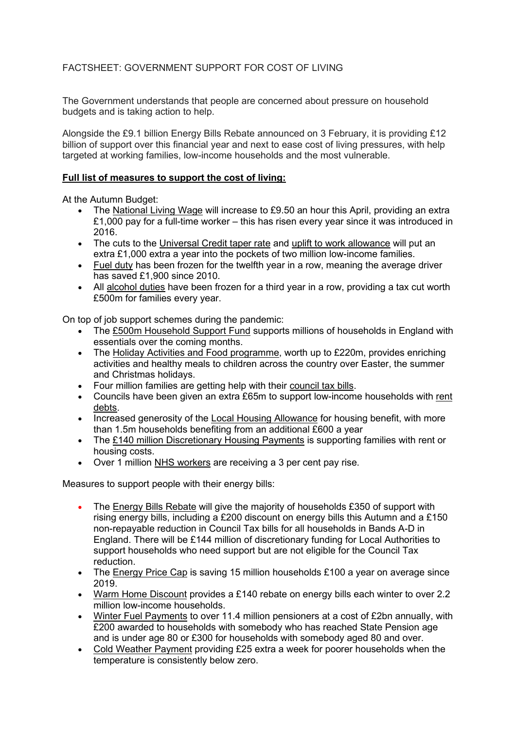# FACTSHEET: GOVERNMENT SUPPORT FOR COST OF LIVING

The Government understands that people are concerned about pressure on household budgets and is taking action to help.

Alongside the £9.1 billion Energy Bills Rebate announced on 3 February, it is providing £12 billion of support over this financial year and next to ease cost of living pressures, with help targeted at working families, low-income households and the most vulnerable.

**Full list of measures to support the cost of living:**

At the Autumn Budget:

- The National Living Wage will increase to £9.50 an hour this April, providing an extra £1,000 pay for a full-time worker – this has risen every year since it was introduced in 2016.
- The cuts to the Universal Credit taper rate and uplift to work allowance will put an extra £1,000 extra a year into the pockets of two million low-income families.
- Fuel duty has been frozen for the twelfth year in a row, meaning the average driver has saved £1,900 since 2010.
- All alcohol duties have been frozen for a third year in a row, providing a tax cut worth £500m for families every year.

On top of job support schemes during the pandemic:

- The £500m Household Support Fund supports millions of households in England with essentials over the coming months.
- The Holiday Activities and Food programme, worth up to £220m, provides enriching activities and healthy meals to children across the country over Easter, the summer and Christmas holidays.
- Four million families are getting help with their council tax bills.
- Councils have been given an extra £65m to support low-income households with rent debts.
- Increased generosity of the Local Housing Allowance for housing benefit, with more than 1.5m households benefiting from an additional £600 a year
- The £140 million Discretionary Housing Payments is supporting families with rent or housing costs.
- Over 1 million NHS workers are receiving a 3 per cent pay rise.

Measures to support people with their energy bills:

- The Energy Bills Rebate will give the majority of households £350 of support with rising energy bills, including a £200 discount on energy bills this Autumn and a £150 non-repayable reduction in Council Tax bills for all households in Bands A-D in England. There will be £144 million of discretionary funding for Local Authorities to support households who need support but are not eligible for the Council Tax reduction.
- The Energy Price Cap is saving 15 million households £100 a year on average since 2019.
- Warm Home Discount provides a £140 rebate on energy bills each winter to over 2.2 million low-income households.
- Winter Fuel Payments to over 11.4 million pensioners at a cost of £2bn annually, with £200 awarded to households with somebody who has reached State Pension age and is under age 80 or £300 for households with somebody aged 80 and over.
- Cold Weather Payment providing £25 extra a week for poorer households when the temperature is consistently below zero.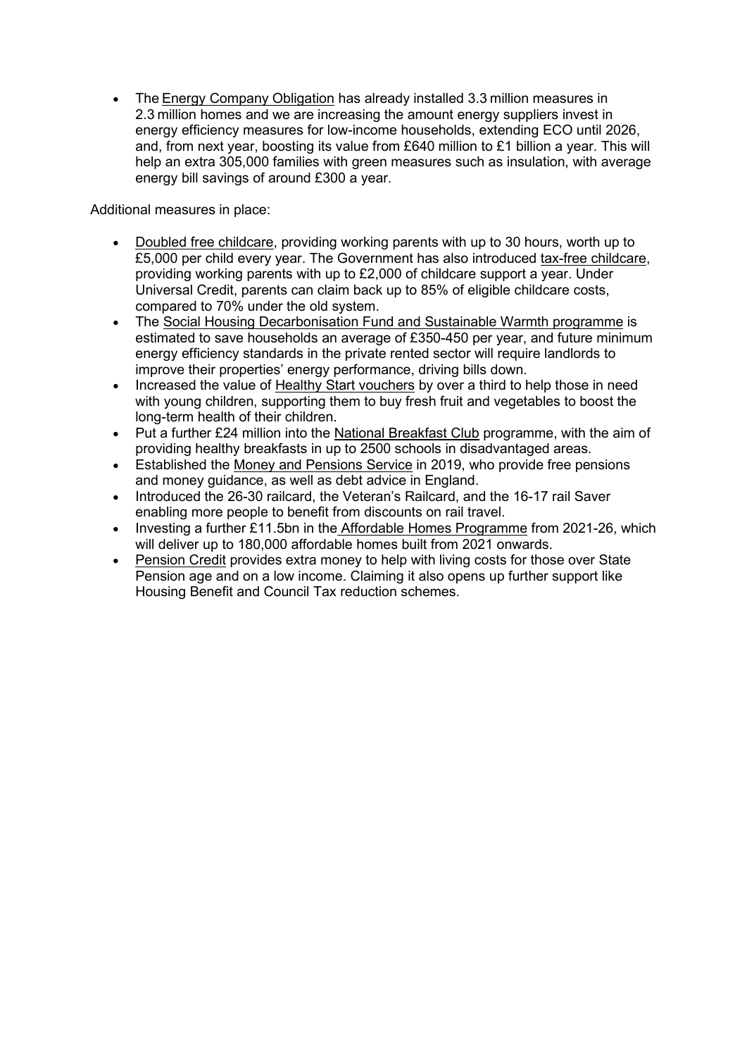- The Energy Company Obligation has already installed 3.3 million measures in 2.3 million homes and we are increasing the amount energy suppliers invest in energy efficiency measures for low-income households, extending ECO until 2026, and, from next year, boosting its value from £640 million to £1 billion a year. This will help an extra 305,000 families with green measures such as insulation, with average energy bill savings of around £300 a year.

Additional measures in place:

- Doubled free childcare, providing working parents with up to 30 hours, worth up to £5,000 per child every year. The Government has also introduced tax-free childcare, providing working parents with up to £2,000 of childcare support a year. Under Universal Credit, parents can claim back up to 85% of eligible childcare costs, compared to 70% under the old system.
- The Social Housing Decarbonisation Fund and Sustainable Warmth programme is estimated to save households an average of £350-450 per year, and future minimum energy efficiency standards in the private rented sector will require landlords to improve their properties' energy performance, driving bills down.
- Increased the value of Healthy Start vouchers by over a third to help those in need with young children, supporting them to buy fresh fruit and vegetables to boost the long-term health of their children.
- Put a further £24 million into the National Breakfast Club programme, with the aim of providing healthy breakfasts in up to 2500 schools in disadvantaged areas.
- Established the Money and Pensions Service in 2019, who provide free pensions and money guidance, as well as debt advice in England.
- Introduced the 26-30 railcard, the Veteran's Railcard, and the 16-17 rail Saver enabling more people to benefit from discounts on rail travel.
- Investing a further £11.5bn in the Affordable Homes Programme from 2021-26, which will deliver up to 180,000 affordable homes built from 2021 onwards.
- Pension Credit provides extra money to help with living costs for those over State Pension age and on a low income. Claiming it also opens up further support like Housing Benefit and Council Tax reduction schemes.